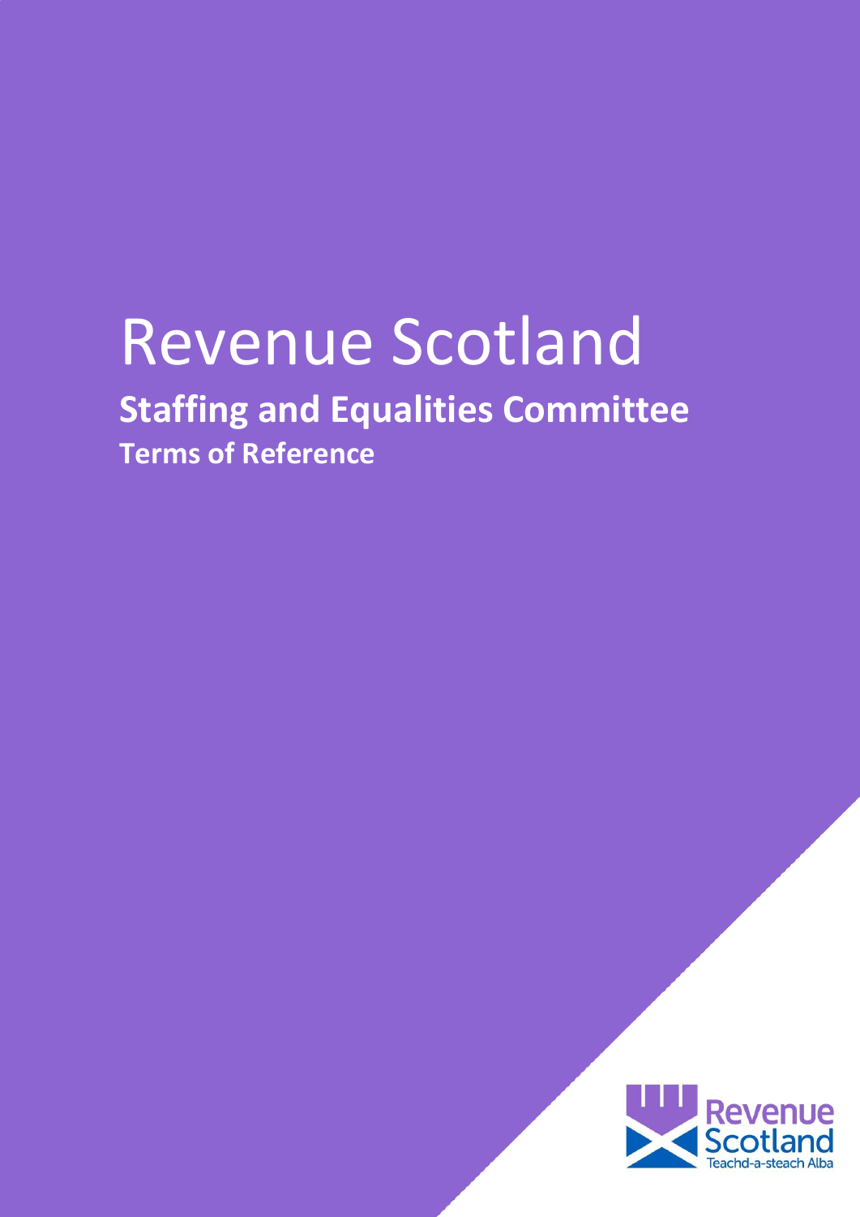# Revenue Scotland

## Staffing and Equalities Committee

### Terms of Reference

Revenue Scotland
Teachd-a-steach Alba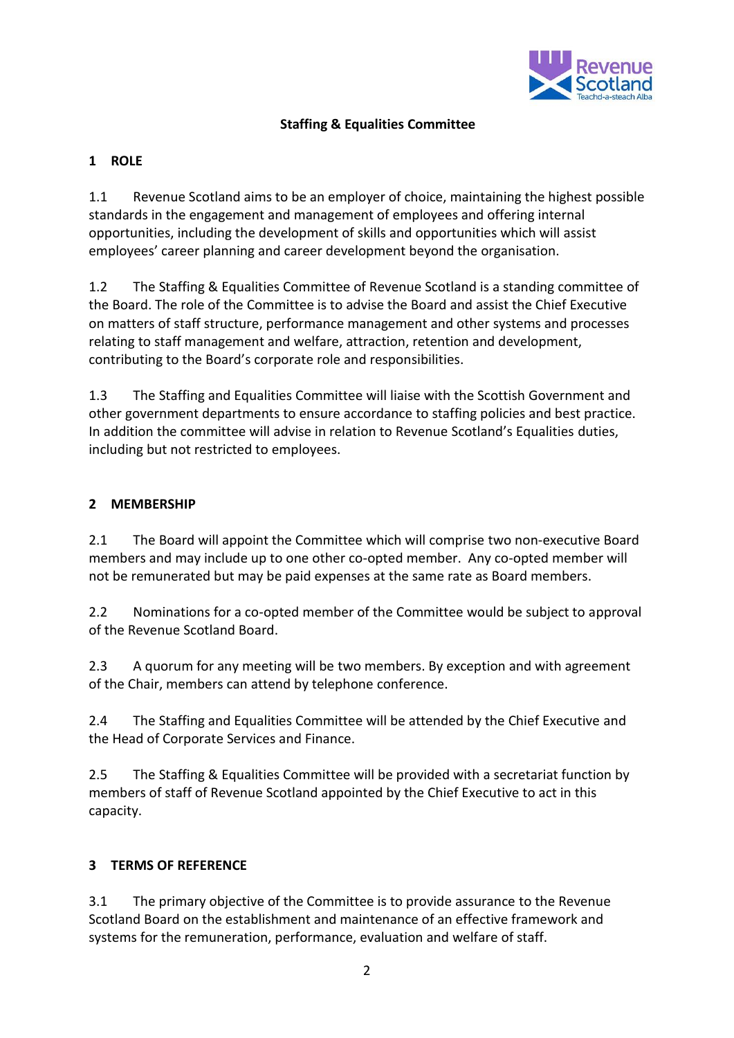**Staffing & Equalities Committee**

## 1 ROLE

1.1 Revenue Scotland aims to be an employer of choice, maintaining the highest possible standards in the engagement and management of employees and offering internal opportunities, including the development of skills and opportunities which will assist employees' career planning and career development beyond the organisation.

1.2 The Staffing & Equalities Committee of Revenue Scotland is a standing committee of the Board. The role of the Committee is to advise the Board and assist the Chief Executive on matters of staff structure, performance management and other systems and processes relating to staff management and welfare, attraction, retention and development, contributing to the Board's corporate role and responsibilities.

1.3 The Staffing and Equalities Committee will liaise with the Scottish Government and other government departments to ensure accordance to staffing policies and best practice. In addition the committee will advise in relation to Revenue Scotland's Equalities duties, including but not restricted to employees.

## 2 MEMBERSHIP

2.1 The Board will appoint the Committee which will comprise two non-executive Board members and may include up to one other co-opted member. Any co-opted member will not be remunerated but may be paid expenses at the same rate as Board members.

2.2 Nominations for a co-opted member of the Committee would be subject to approval of the Revenue Scotland Board.

2.3 A quorum for any meeting will be two members. By exception and with agreement of the Chair, members can attend by telephone conference.

2.4 The Staffing and Equalities Committee will be attended by the Chief Executive and the Head of Corporate Services and Finance.

2.5 The Staffing & Equalities Committee will be provided with a secretariat function by members of staff of Revenue Scotland appointed by the Chief Executive to act in this capacity.

## 3 TERMS OF REFERENCE

3.1 The primary objective of the Committee is to provide assurance to the Revenue Scotland Board on the establishment and maintenance of an effective framework and systems for the remuneration, performance, evaluation and welfare of staff.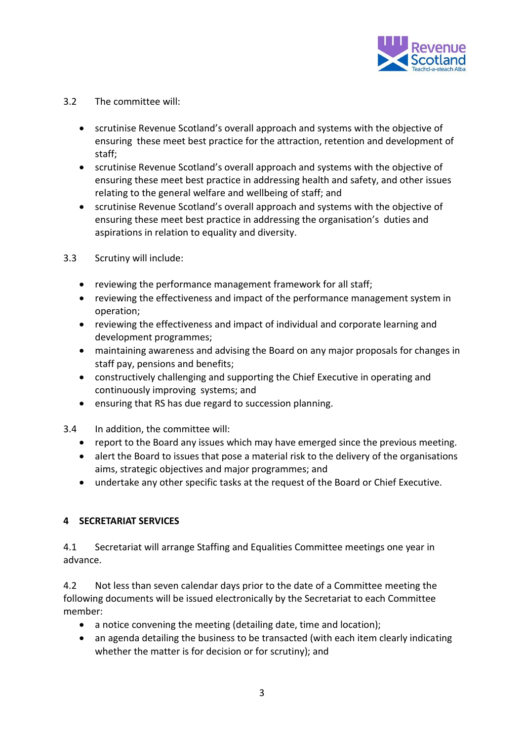3.2 The committee will:

- scrutinise Revenue Scotland's overall approach and systems with the objective of ensuring these meet best practice for the attraction, retention and development of staff;
- scrutinise Revenue Scotland's overall approach and systems with the objective of ensuring these meet best practice in addressing health and safety, and other issues relating to the general welfare and wellbeing of staff; and
- scrutinise Revenue Scotland's overall approach and systems with the objective of ensuring these meet best practice in addressing the organisation's duties and aspirations in relation to equality and diversity.

3.3 Scrutiny will include:

- reviewing the performance management framework for all staff;
- reviewing the effectiveness and impact of the performance management system in operation;
- reviewing the effectiveness and impact of individual and corporate learning and development programmes;
- maintaining awareness and advising the Board on any major proposals for changes in staff pay, pensions and benefits;
- constructively challenging and supporting the Chief Executive in operating and continuously improving systems; and
- ensuring that RS has due regard to succession planning.

3.4 In addition, the committee will:

- report to the Board any issues which may have emerged since the previous meeting.
- alert the Board to issues that pose a material risk to the delivery of the organisations aims, strategic objectives and major programmes; and
- undertake any other specific tasks at the request of the Board or Chief Executive.

## 4 SECRETARIAT SERVICES

4.1 Secretariat will arrange Staffing and Equalities Committee meetings one year in advance.

4.2 Not less than seven calendar days prior to the date of a Committee meeting the following documents will be issued electronically by the Secretariat to each Committee member:

- a notice convening the meeting (detailing date, time and location);
- an agenda detailing the business to be transacted (with each item clearly indicating whether the matter is for decision or for scrutiny); and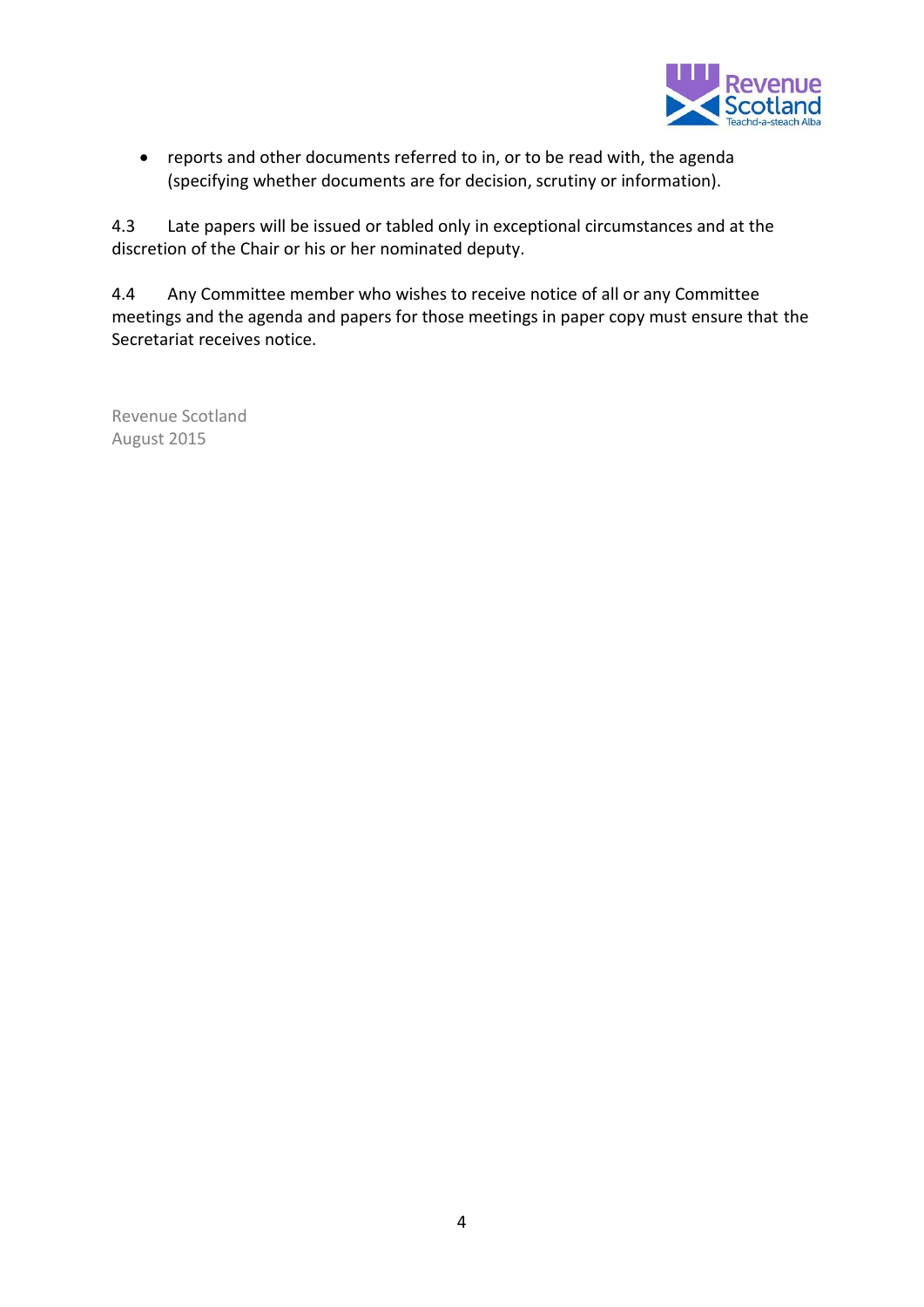- reports and other documents referred to in, or to be read with, the agenda (specifying whether documents are for decision, scrutiny or information).

4.3 Late papers will be issued or tabled only in exceptional circumstances and at the discretion of the Chair or his or her nominated deputy.

4.4 Any Committee member who wishes to receive notice of all or any Committee meetings and the agenda and papers for those meetings in paper copy must ensure that the Secretariat receives notice.

Revenue Scotland
August 2015